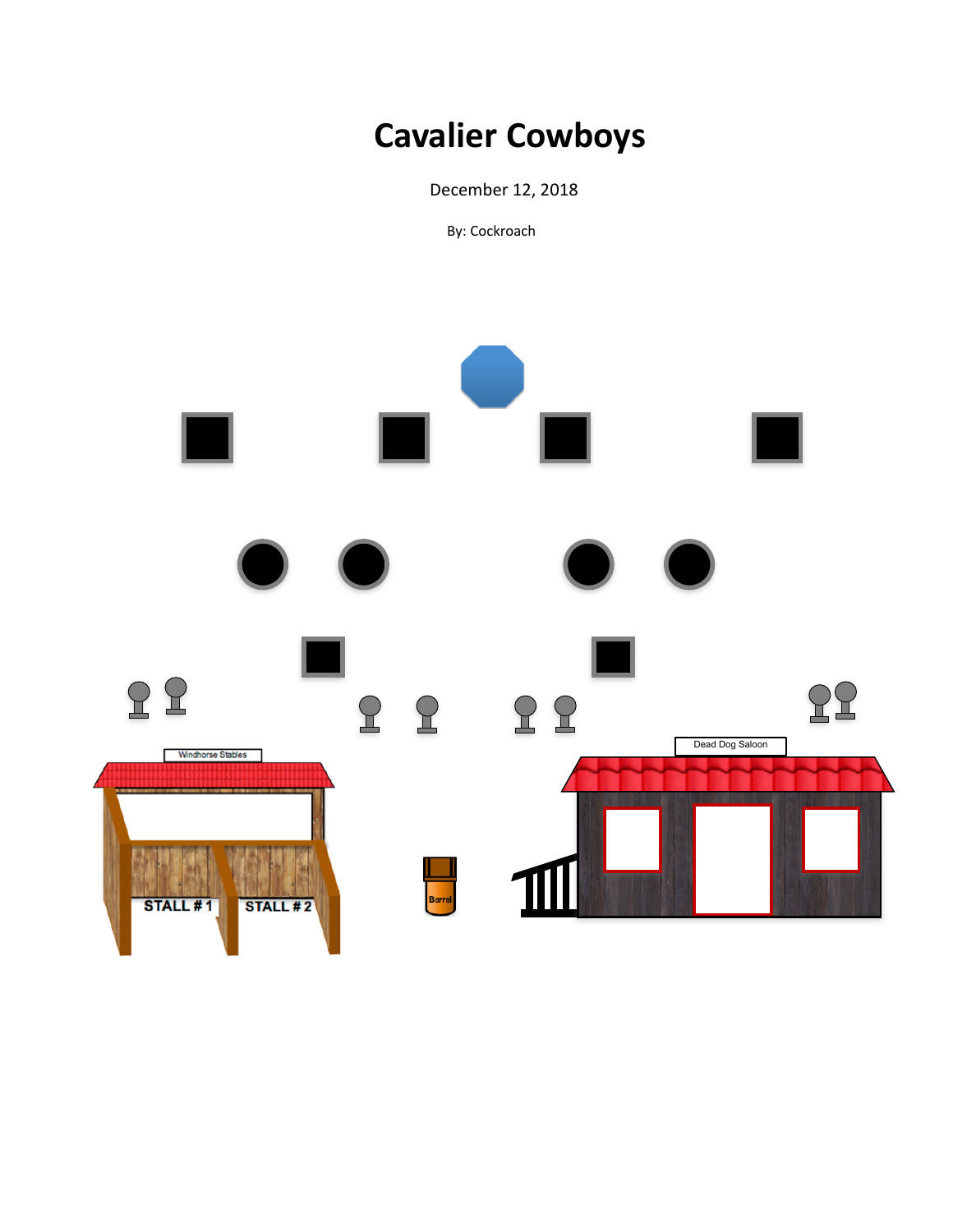# Cavalier Cowboys

December 12, 2018

By: Cockroach

Windhorse Stables

STALL # 1

STALL # 2

Barrel

Dead Dog Saloon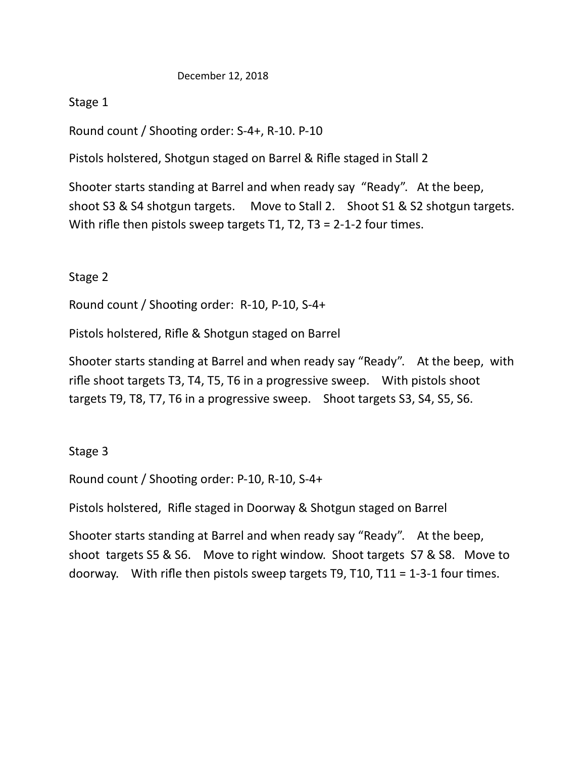December 12, 2018

Stage 1

Round count / Shooting order: S-4+, R-10. P-10

Pistols holstered, Shotgun staged on Barrel & Rifle staged in Stall 2

Shooter starts standing at Barrel and when ready say "Ready". At the beep, shoot S3 & S4 shotgun targets. Move to Stall 2. Shoot S1 & S2 shotgun targets. With rifle then pistols sweep targets T1, T2, T3 = 2-1-2 four times.

Stage 2

Round count / Shooting order: R-10, P-10, S-4+

Pistols holstered, Rifle & Shotgun staged on Barrel

Shooter starts standing at Barrel and when ready say "Ready". At the beep, with rifle shoot targets T3, T4, T5, T6 in a progressive sweep. With pistols shoot targets T9, T8, T7, T6 in a progressive sweep. Shoot targets S3, S4, S5, S6.

Stage 3

Round count / Shooting order: P-10, R-10, S-4+

Pistols holstered, Rifle staged in Doorway & Shotgun staged on Barrel

Shooter starts standing at Barrel and when ready say "Ready". At the beep, shoot targets S5 & S6. Move to right window. Shoot targets S7 & S8. Move to doorway. With rifle then pistols sweep targets T9, T10, T11 = 1-3-1 four times.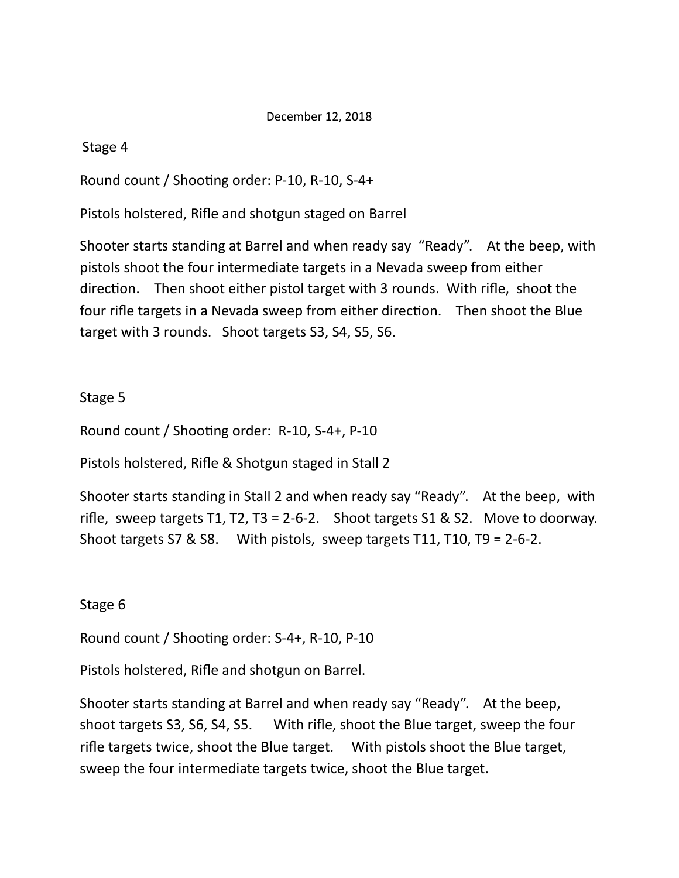December 12, 2018

## Stage 4

Round count / Shooting order: P-10, R-10, S-4+

Pistols holstered, Rifle and shotgun staged on Barrel

Shooter starts standing at Barrel and when ready say "Ready". At the beep, with pistols shoot the four intermediate targets in a Nevada sweep from either direction. Then shoot either pistol target with 3 rounds. With rifle, shoot the four rifle targets in a Nevada sweep from either direction. Then shoot the Blue target with 3 rounds. Shoot targets S3, S4, S5, S6.

## Stage 5

Round count / Shooting order: R-10, S-4+, P-10

Pistols holstered, Rifle & Shotgun staged in Stall 2

Shooter starts standing in Stall 2 and when ready say "Ready". At the beep, with rifle, sweep targets T1, T2, T3 = 2-6-2. Shoot targets S1 & S2. Move to doorway. Shoot targets S7 & S8. With pistols, sweep targets T11, T10, T9 = 2-6-2.

## Stage 6

Round count / Shooting order: S-4+, R-10, P-10

Pistols holstered, Rifle and shotgun on Barrel.

Shooter starts standing at Barrel and when ready say "Ready". At the beep, shoot targets S3, S6, S4, S5. With rifle, shoot the Blue target, sweep the four rifle targets twice, shoot the Blue target. With pistols shoot the Blue target, sweep the four intermediate targets twice, shoot the Blue target.